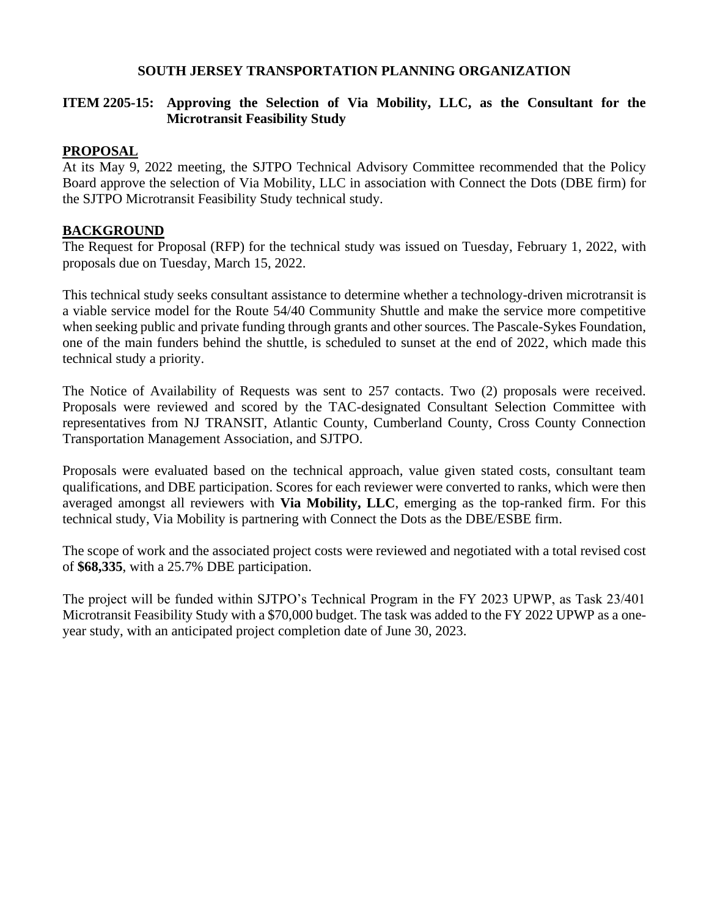# SOUTH JERSEY TRANSPORTATION PLANNING ORGANIZATION

**ITEM 2205-15: Approving the Selection of Via Mobility, LLC, as the Consultant for the Microtransit Feasibility Study**

## PROPOSAL

At its May 9, 2022 meeting, the SJTPO Technical Advisory Committee recommended that the Policy Board approve the selection of Via Mobility, LLC in association with Connect the Dots (DBE firm) for the SJTPO Microtransit Feasibility Study technical study.

## BACKGROUND

The Request for Proposal (RFP) for the technical study was issued on Tuesday, February 1, 2022, with proposals due on Tuesday, March 15, 2022.

This technical study seeks consultant assistance to determine whether a technology-driven microtransit is a viable service model for the Route 54/40 Community Shuttle and make the service more competitive when seeking public and private funding through grants and other sources. The Pascale-Sykes Foundation, one of the main funders behind the shuttle, is scheduled to sunset at the end of 2022, which made this technical study a priority.

The Notice of Availability of Requests was sent to 257 contacts. Two (2) proposals were received. Proposals were reviewed and scored by the TAC-designated Consultant Selection Committee with representatives from NJ TRANSIT, Atlantic County, Cumberland County, Cross County Connection Transportation Management Association, and SJTPO.

Proposals were evaluated based on the technical approach, value given stated costs, consultant team qualifications, and DBE participation. Scores for each reviewer were converted to ranks, which were then averaged amongst all reviewers with **Via Mobility, LLC**, emerging as the top-ranked firm. For this technical study, Via Mobility is partnering with Connect the Dots as the DBE/ESBE firm.

The scope of work and the associated project costs were reviewed and negotiated with a total revised cost of **$68,335**, with a 25.7% DBE participation.

The project will be funded within SJTPO's Technical Program in the FY 2023 UPWP, as Task 23/401 Microtransit Feasibility Study with a $70,000 budget. The task was added to the FY 2022 UPWP as a one-year study, with an anticipated project completion date of June 30, 2023.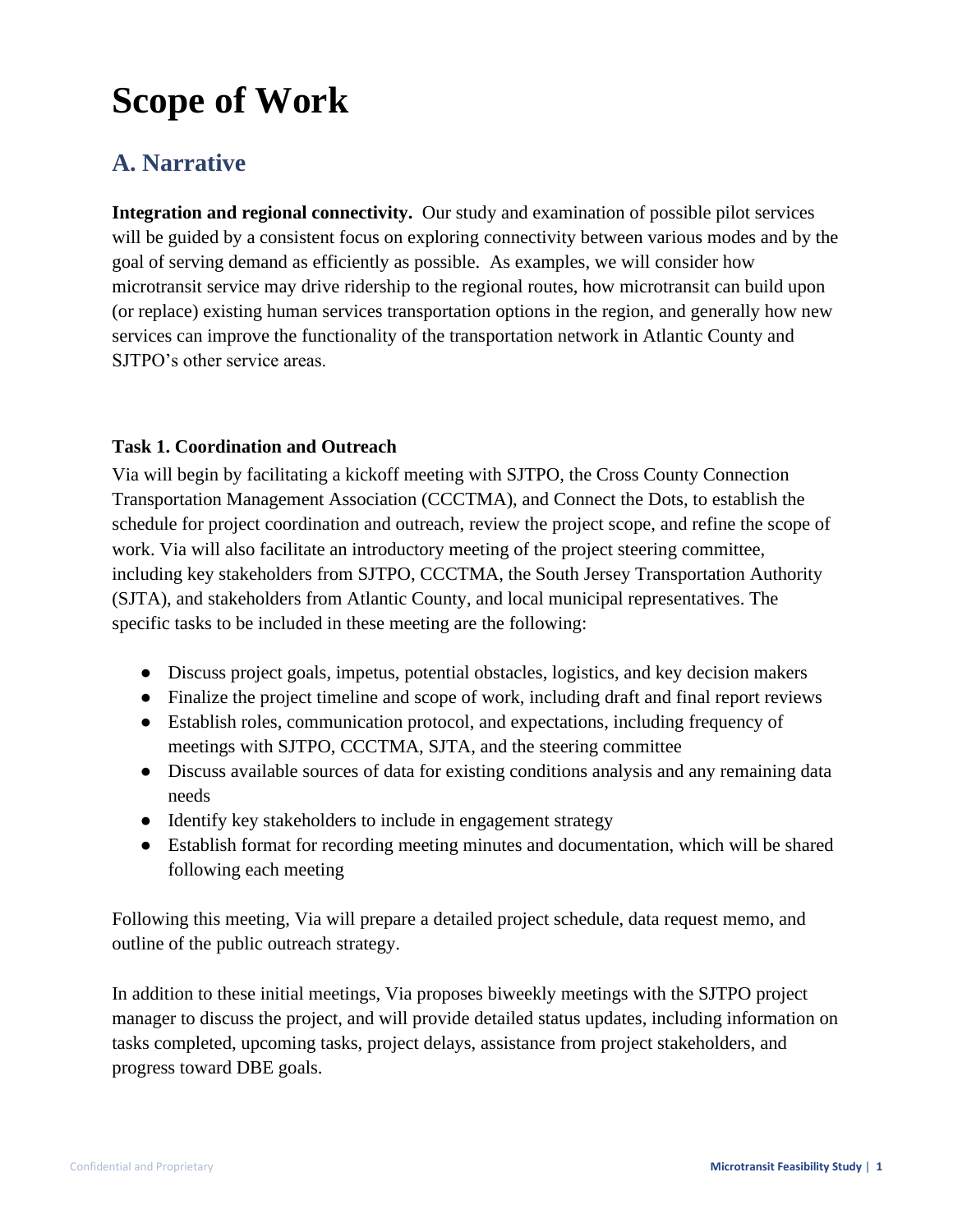# Scope of Work

## A. Narrative

**Integration and regional connectivity.** Our study and examination of possible pilot services will be guided by a consistent focus on exploring connectivity between various modes and by the goal of serving demand as efficiently as possible. As examples, we will consider how microtransit service may drive ridership to the regional routes, how microtransit can build upon (or replace) existing human services transportation options in the region, and generally how new services can improve the functionality of the transportation network in Atlantic County and SJTPO's other service areas.

**Task 1. Coordination and Outreach**

Via will begin by facilitating a kickoff meeting with SJTPO, the Cross County Connection Transportation Management Association (CCCTMA), and Connect the Dots, to establish the schedule for project coordination and outreach, review the project scope, and refine the scope of work. Via will also facilitate an introductory meeting of the project steering committee, including key stakeholders from SJTPO, CCCTMA, the South Jersey Transportation Authority (SJTA), and stakeholders from Atlantic County, and local municipal representatives. The specific tasks to be included in these meeting are the following:

- Discuss project goals, impetus, potential obstacles, logistics, and key decision makers
- Finalize the project timeline and scope of work, including draft and final report reviews
- Establish roles, communication protocol, and expectations, including frequency of meetings with SJTPO, CCCTMA, SJTA, and the steering committee
- Discuss available sources of data for existing conditions analysis and any remaining data needs
- Identify key stakeholders to include in engagement strategy
- Establish format for recording meeting minutes and documentation, which will be shared following each meeting

Following this meeting, Via will prepare a detailed project schedule, data request memo, and outline of the public outreach strategy.

In addition to these initial meetings, Via proposes biweekly meetings with the SJTPO project manager to discuss the project, and will provide detailed status updates, including information on tasks completed, upcoming tasks, project delays, assistance from project stakeholders, and progress toward DBE goals.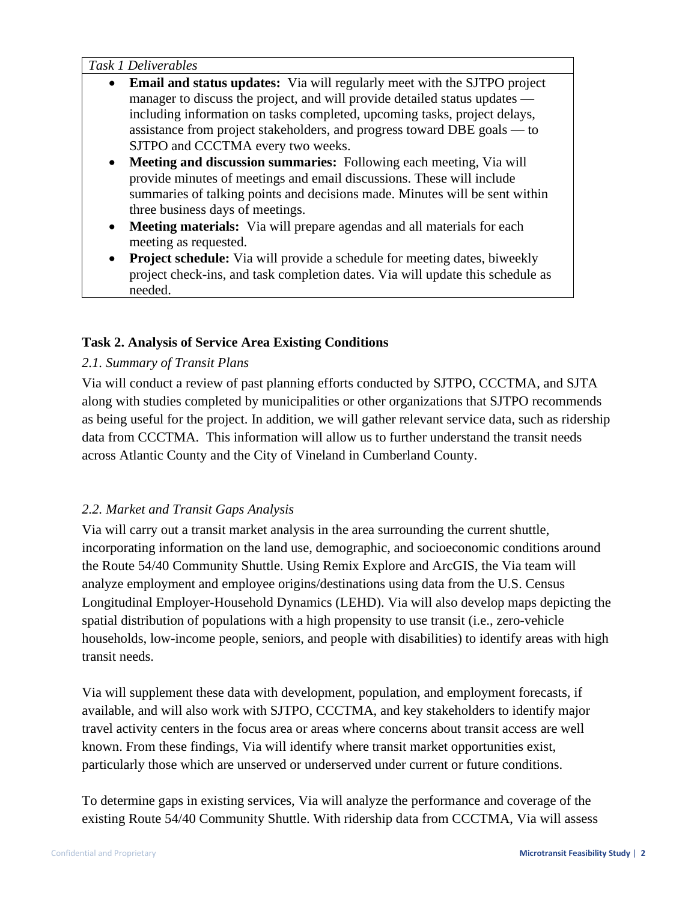*Task 1 Deliverables*

- **Email and status updates:** Via will regularly meet with the SJTPO project manager to discuss the project, and will provide detailed status updates — including information on tasks completed, upcoming tasks, project delays, assistance from project stakeholders, and progress toward DBE goals — to SJTPO and CCCTMA every two weeks.
- **Meeting and discussion summaries:** Following each meeting, Via will provide minutes of meetings and email discussions. These will include summaries of talking points and decisions made. Minutes will be sent within three business days of meetings.
- **Meeting materials:** Via will prepare agendas and all materials for each meeting as requested.
- **Project schedule:** Via will provide a schedule for meeting dates, biweekly project check-ins, and task completion dates. Via will update this schedule as needed.

### Task 2. Analysis of Service Area Existing Conditions

*2.1. Summary of Transit Plans*

Via will conduct a review of past planning efforts conducted by SJTPO, CCCTMA, and SJTA along with studies completed by municipalities or other organizations that SJTPO recommends as being useful for the project. In addition, we will gather relevant service data, such as ridership data from CCCTMA. This information will allow us to further understand the transit needs across Atlantic County and the City of Vineland in Cumberland County.

*2.2. Market and Transit Gaps Analysis*

Via will carry out a transit market analysis in the area surrounding the current shuttle, incorporating information on the land use, demographic, and socioeconomic conditions around the Route 54/40 Community Shuttle. Using Remix Explore and ArcGIS, the Via team will analyze employment and employee origins/destinations using data from the U.S. Census Longitudinal Employer-Household Dynamics (LEHD). Via will also develop maps depicting the spatial distribution of populations with a high propensity to use transit (i.e., zero-vehicle households, low-income people, seniors, and people with disabilities) to identify areas with high transit needs.

Via will supplement these data with development, population, and employment forecasts, if available, and will also work with SJTPO, CCCTMA, and key stakeholders to identify major travel activity centers in the focus area or areas where concerns about transit access are well known. From these findings, Via will identify where transit market opportunities exist, particularly those which are unserved or underserved under current or future conditions.

To determine gaps in existing services, Via will analyze the performance and coverage of the existing Route 54/40 Community Shuttle. With ridership data from CCCTMA, Via will assess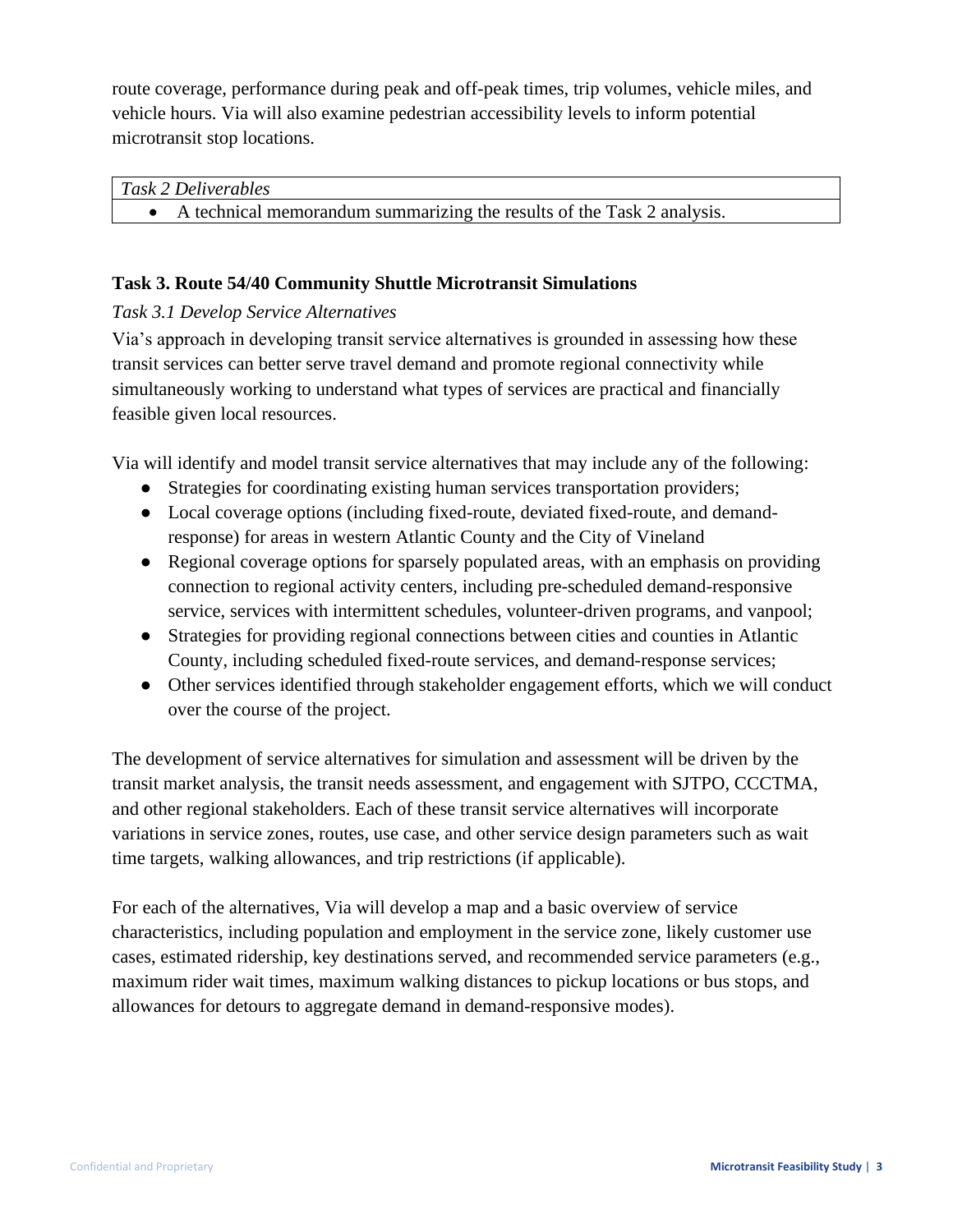route coverage, performance during peak and off-peak times, trip volumes, vehicle miles, and vehicle hours. Via will also examine pedestrian accessibility levels to inform potential microtransit stop locations.

| *Task 2 Deliverables* |
| --- |
| • A technical memorandum summarizing the results of the Task 2 analysis. |

**Task 3. Route 54/40 Community Shuttle Microtransit Simulations**

*Task 3.1 Develop Service Alternatives*

Via's approach in developing transit service alternatives is grounded in assessing how these transit services can better serve travel demand and promote regional connectivity while simultaneously working to understand what types of services are practical and financially feasible given local resources.

Via will identify and model transit service alternatives that may include any of the following:

- Strategies for coordinating existing human services transportation providers;
- Local coverage options (including fixed-route, deviated fixed-route, and demand-response) for areas in western Atlantic County and the City of Vineland
- Regional coverage options for sparsely populated areas, with an emphasis on providing connection to regional activity centers, including pre-scheduled demand-responsive service, services with intermittent schedules, volunteer-driven programs, and vanpool;
- Strategies for providing regional connections between cities and counties in Atlantic County, including scheduled fixed-route services, and demand-response services;
- Other services identified through stakeholder engagement efforts, which we will conduct over the course of the project.

The development of service alternatives for simulation and assessment will be driven by the transit market analysis, the transit needs assessment, and engagement with SJTPO, CCCTMA, and other regional stakeholders. Each of these transit service alternatives will incorporate variations in service zones, routes, use case, and other service design parameters such as wait time targets, walking allowances, and trip restrictions (if applicable).

For each of the alternatives, Via will develop a map and a basic overview of service characteristics, including population and employment in the service zone, likely customer use cases, estimated ridership, key destinations served, and recommended service parameters (e.g., maximum rider wait times, maximum walking distances to pickup locations or bus stops, and allowances for detours to aggregate demand in demand-responsive modes).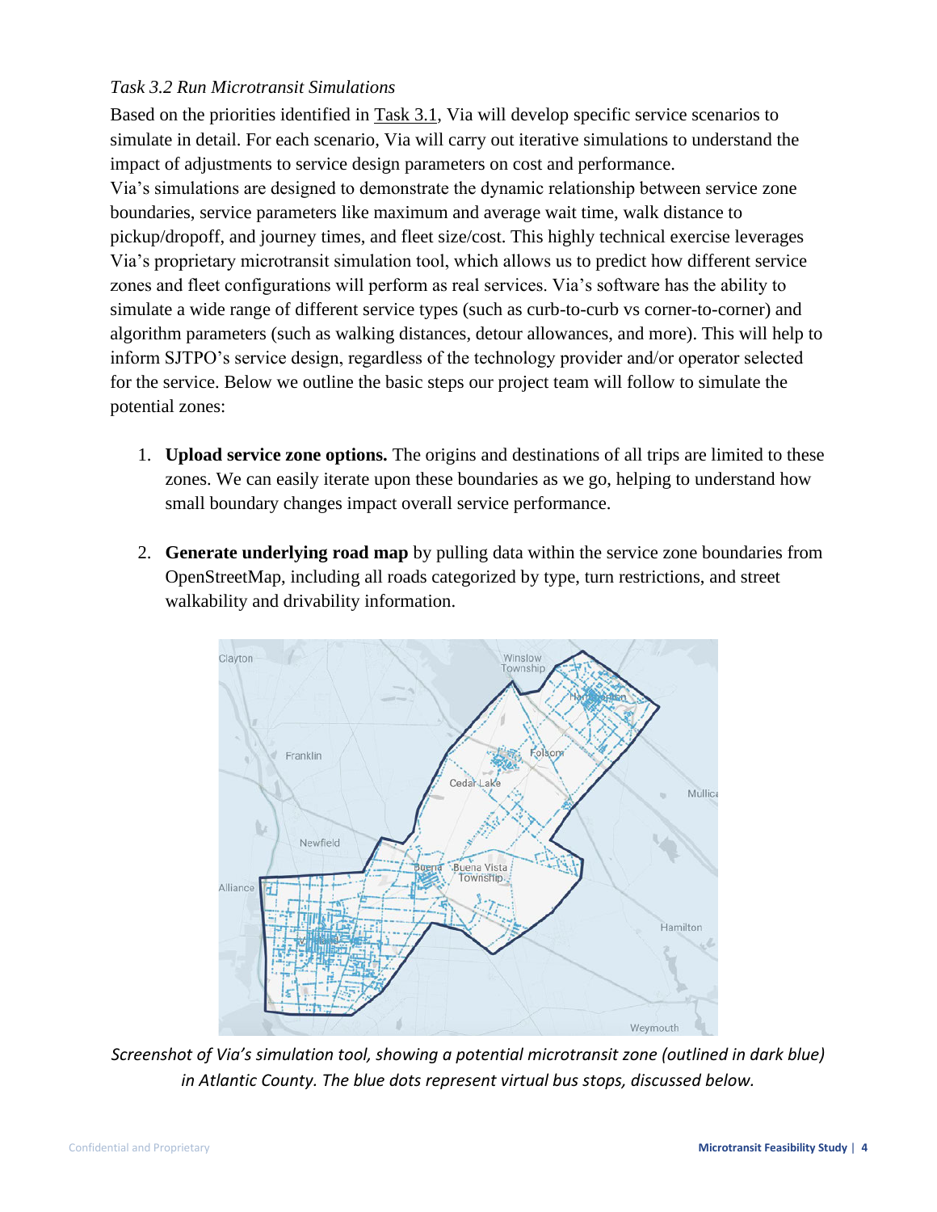*Task 3.2 Run Microtransit Simulations*

Based on the priorities identified in Task 3.1, Via will develop specific service scenarios to simulate in detail. For each scenario, Via will carry out iterative simulations to understand the impact of adjustments to service design parameters on cost and performance.

Via's simulations are designed to demonstrate the dynamic relationship between service zone boundaries, service parameters like maximum and average wait time, walk distance to pickup/dropoff, and journey times, and fleet size/cost. This highly technical exercise leverages Via's proprietary microtransit simulation tool, which allows us to predict how different service zones and fleet configurations will perform as real services. Via's software has the ability to simulate a wide range of different service types (such as curb-to-curb vs corner-to-corner) and algorithm parameters (such as walking distances, detour allowances, and more). This will help to inform SJTPO's service design, regardless of the technology provider and/or operator selected for the service. Below we outline the basic steps our project team will follow to simulate the potential zones:

1. **Upload service zone options.** The origins and destinations of all trips are limited to these zones. We can easily iterate upon these boundaries as we go, helping to understand how small boundary changes impact overall service performance.

2. **Generate underlying road map** by pulling data within the service zone boundaries from OpenStreetMap, including all roads categorized by type, turn restrictions, and street walkability and drivability information.

*Screenshot of Via's simulation tool, showing a potential microtransit zone (outlined in dark blue) in Atlantic County. The blue dots represent virtual bus stops, discussed below.*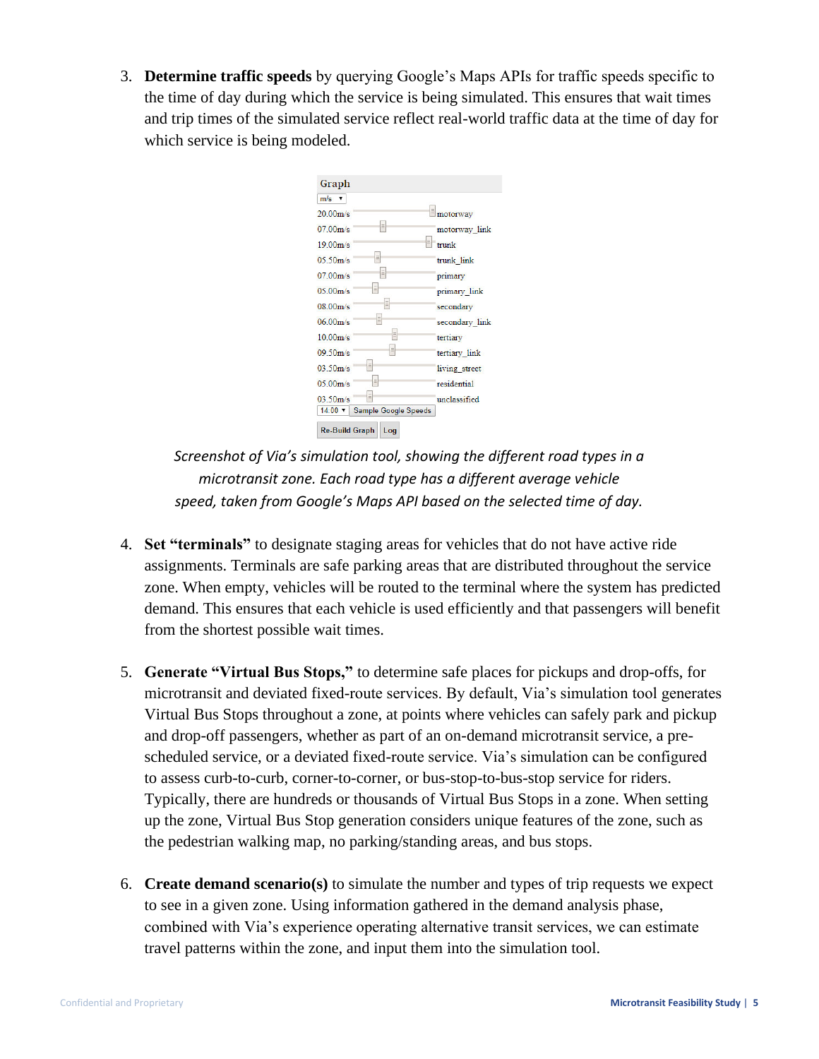3. **Determine traffic speeds** by querying Google's Maps APIs for traffic speeds specific to the time of day during which the service is being simulated. This ensures that wait times and trip times of the simulated service reflect real-world traffic data at the time of day for which service is being modeled.

Graph

m/s

| Speed | Road type |
|---|---|
| 20.00m/s | motorway |
| 07.00m/s | motorway_link |
| 19.00m/s | trunk |
| 05.50m/s | trunk_link |
| 07.00m/s | primary |
| 05.00m/s | primary_link |
| 08.00m/s | secondary |
| 06.00m/s | secondary_link |
| 10.00m/s | tertiary |
| 09.50m/s | tertiary_link |
| 03.50m/s | living_street |
| 05.00m/s | residential |
| 03.50m/s | unclassified |

14.00 Sample Google Speeds

Re-Build Graph Log

*Screenshot of Via's simulation tool, showing the different road types in a microtransit zone. Each road type has a different average vehicle speed, taken from Google's Maps API based on the selected time of day.*

4. **Set "terminals"** to designate staging areas for vehicles that do not have active ride assignments. Terminals are safe parking areas that are distributed throughout the service zone. When empty, vehicles will be routed to the terminal where the system has predicted demand. This ensures that each vehicle is used efficiently and that passengers will benefit from the shortest possible wait times.

5. **Generate "Virtual Bus Stops,"** to determine safe places for pickups and drop-offs, for microtransit and deviated fixed-route services. By default, Via's simulation tool generates Virtual Bus Stops throughout a zone, at points where vehicles can safely park and pickup and drop-off passengers, whether as part of an on-demand microtransit service, a pre-scheduled service, or a deviated fixed-route service. Via's simulation can be configured to assess curb-to-curb, corner-to-corner, or bus-stop-to-bus-stop service for riders. Typically, there are hundreds or thousands of Virtual Bus Stops in a zone. When setting up the zone, Virtual Bus Stop generation considers unique features of the zone, such as the pedestrian walking map, no parking/standing areas, and bus stops.

6. **Create demand scenario(s)** to simulate the number and types of trip requests we expect to see in a given zone. Using information gathered in the demand analysis phase, combined with Via's experience operating alternative transit services, we can estimate travel patterns within the zone, and input them into the simulation tool.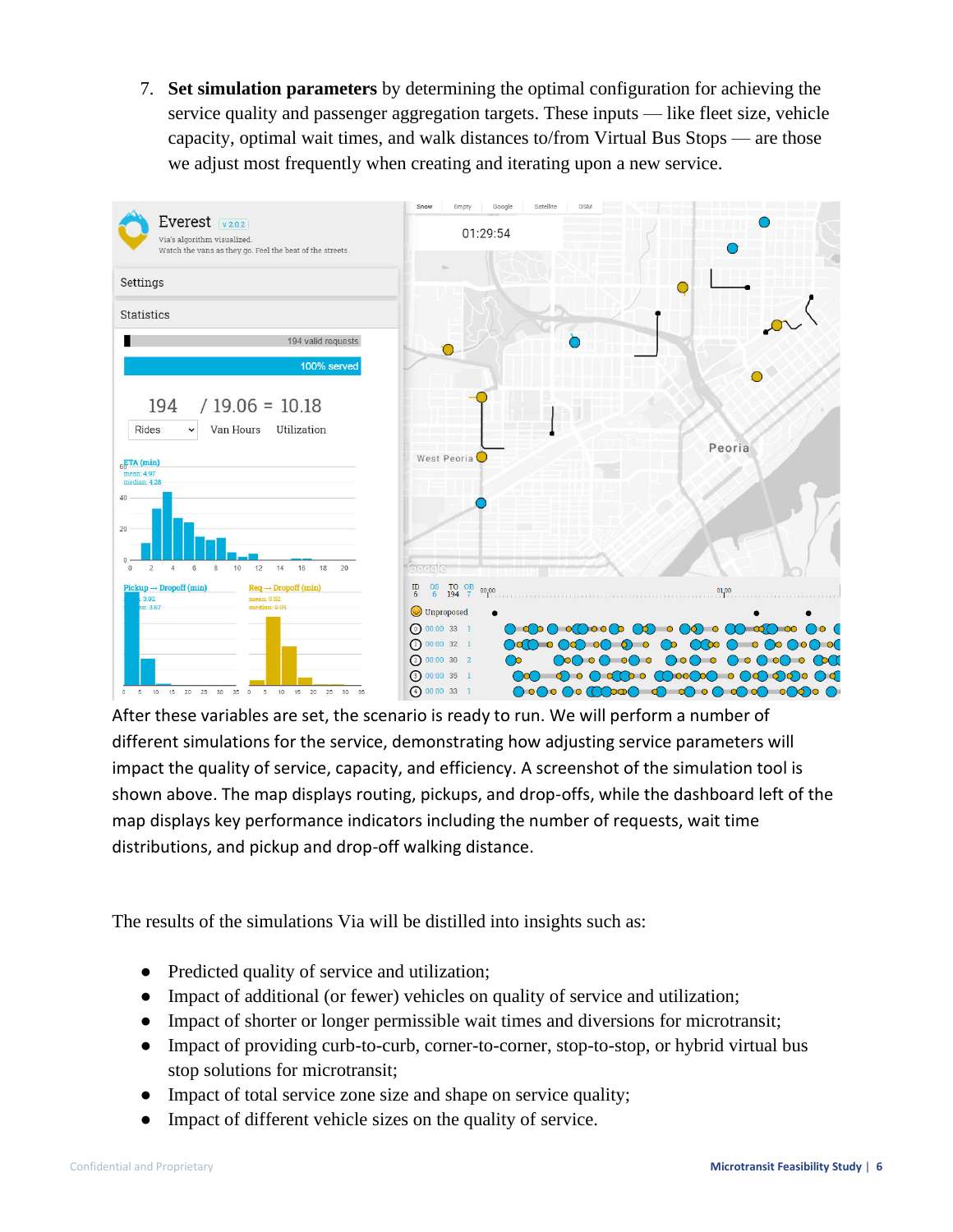7. **Set simulation parameters** by determining the optimal configuration for achieving the service quality and passenger aggregation targets. These inputs — like fleet size, vehicle capacity, optimal wait times, and walk distances to/from Virtual Bus Stops — are those we adjust most frequently when creating and iterating upon a new service.

After these variables are set, the scenario is ready to run. We will perform a number of different simulations for the service, demonstrating how adjusting service parameters will impact the quality of service, capacity, and efficiency. A screenshot of the simulation tool is shown above. The map displays routing, pickups, and drop-offs, while the dashboard left of the map displays key performance indicators including the number of requests, wait time distributions, and pickup and drop-off walking distance.

The results of the simulations Via will be distilled into insights such as:

- Predicted quality of service and utilization;
- Impact of additional (or fewer) vehicles on quality of service and utilization;
- Impact of shorter or longer permissible wait times and diversions for microtransit;
- Impact of providing curb-to-curb, corner-to-corner, stop-to-stop, or hybrid virtual bus stop solutions for microtransit;
- Impact of total service zone size and shape on service quality;
- Impact of different vehicle sizes on the quality of service.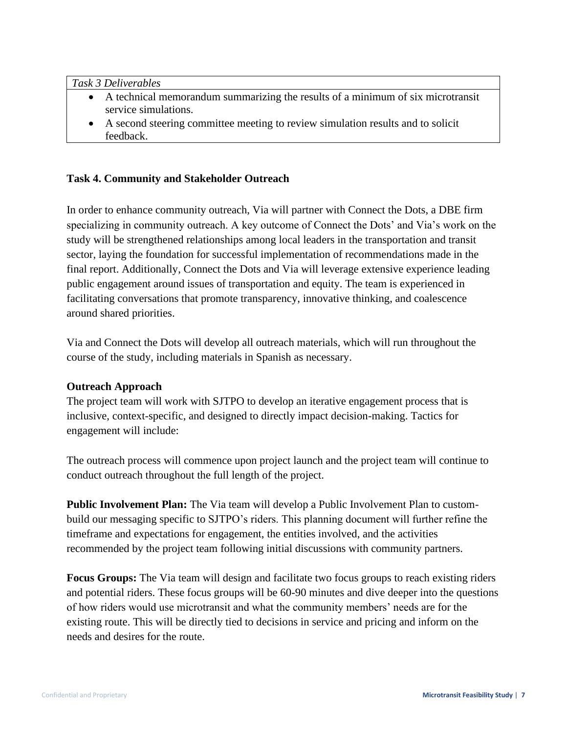| *Task 3 Deliverables* |
| --- |
| • A technical memorandum summarizing the results of a minimum of six microtransit service simulations.<br>• A second steering committee meeting to review simulation results and to solicit feedback. |

**Task 4. Community and Stakeholder Outreach**

In order to enhance community outreach, Via will partner with Connect the Dots, a DBE firm specializing in community outreach. A key outcome of Connect the Dots' and Via's work on the study will be strengthened relationships among local leaders in the transportation and transit sector, laying the foundation for successful implementation of recommendations made in the final report. Additionally, Connect the Dots and Via will leverage extensive experience leading public engagement around issues of transportation and equity. The team is experienced in facilitating conversations that promote transparency, innovative thinking, and coalescence around shared priorities.

Via and Connect the Dots will develop all outreach materials, which will run throughout the course of the study, including materials in Spanish as necessary.

**Outreach Approach**

The project team will work with SJTPO to develop an iterative engagement process that is inclusive, context-specific, and designed to directly impact decision-making. Tactics for engagement will include:

The outreach process will commence upon project launch and the project team will continue to conduct outreach throughout the full length of the project.

**Public Involvement Plan:** The Via team will develop a Public Involvement Plan to custom-build our messaging specific to SJTPO's riders. This planning document will further refine the timeframe and expectations for engagement, the entities involved, and the activities recommended by the project team following initial discussions with community partners.

**Focus Groups:** The Via team will design and facilitate two focus groups to reach existing riders and potential riders. These focus groups will be 60-90 minutes and dive deeper into the questions of how riders would use microtransit and what the community members' needs are for the existing route. This will be directly tied to decisions in service and pricing and inform on the needs and desires for the route.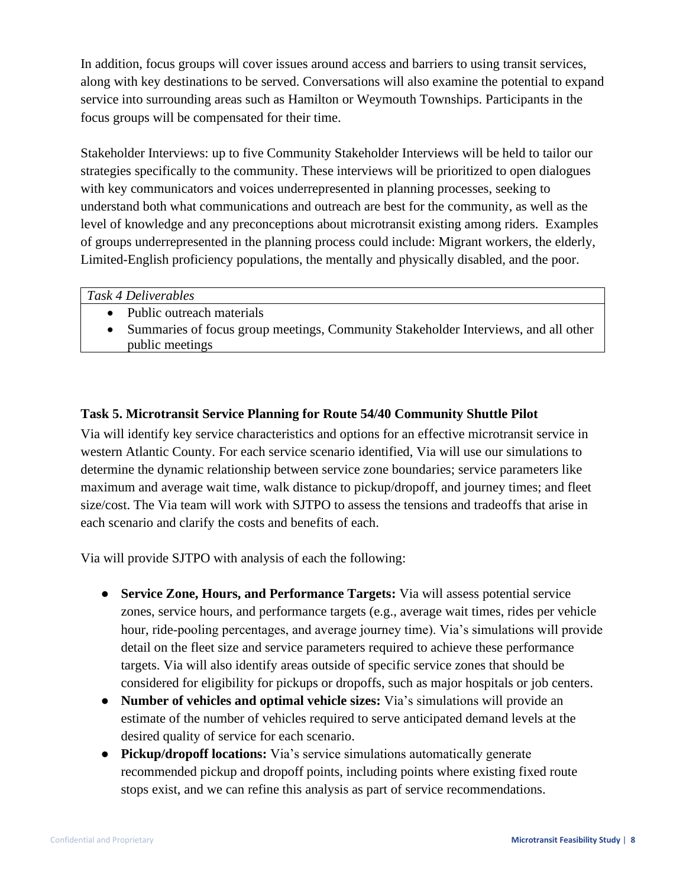In addition, focus groups will cover issues around access and barriers to using transit services, along with key destinations to be served. Conversations will also examine the potential to expand service into surrounding areas such as Hamilton or Weymouth Townships. Participants in the focus groups will be compensated for their time.

Stakeholder Interviews: up to five Community Stakeholder Interviews will be held to tailor our strategies specifically to the community. These interviews will be prioritized to open dialogues with key communicators and voices underrepresented in planning processes, seeking to understand both what communications and outreach are best for the community, as well as the level of knowledge and any preconceptions about microtransit existing among riders. Examples of groups underrepresented in the planning process could include: Migrant workers, the elderly, Limited-English proficiency populations, the mentally and physically disabled, and the poor.

| *Task 4 Deliverables* |
|---|
| • Public outreach materials<br>• Summaries of focus group meetings, Community Stakeholder Interviews, and all other public meetings |

### Task 5. Microtransit Service Planning for Route 54/40 Community Shuttle Pilot

Via will identify key service characteristics and options for an effective microtransit service in western Atlantic County. For each service scenario identified, Via will use our simulations to determine the dynamic relationship between service zone boundaries; service parameters like maximum and average wait time, walk distance to pickup/dropoff, and journey times; and fleet size/cost. The Via team will work with SJTPO to assess the tensions and tradeoffs that arise in each scenario and clarify the costs and benefits of each.

Via will provide SJTPO with analysis of each the following:

- **Service Zone, Hours, and Performance Targets:** Via will assess potential service zones, service hours, and performance targets (e.g., average wait times, rides per vehicle hour, ride-pooling percentages, and average journey time). Via's simulations will provide detail on the fleet size and service parameters required to achieve these performance targets. Via will also identify areas outside of specific service zones that should be considered for eligibility for pickups or dropoffs, such as major hospitals or job centers.
- **Number of vehicles and optimal vehicle sizes:** Via's simulations will provide an estimate of the number of vehicles required to serve anticipated demand levels at the desired quality of service for each scenario.
- **Pickup/dropoff locations:** Via's service simulations automatically generate recommended pickup and dropoff points, including points where existing fixed route stops exist, and we can refine this analysis as part of service recommendations.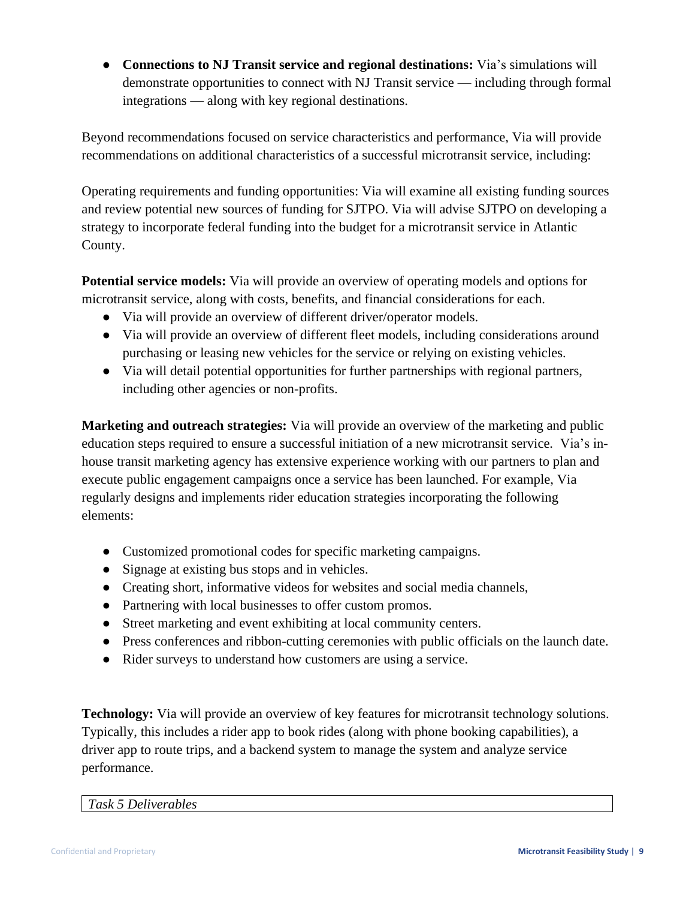- **Connections to NJ Transit service and regional destinations:** Via's simulations will demonstrate opportunities to connect with NJ Transit service — including through formal integrations — along with key regional destinations.

Beyond recommendations focused on service characteristics and performance, Via will provide recommendations on additional characteristics of a successful microtransit service, including:

Operating requirements and funding opportunities: Via will examine all existing funding sources and review potential new sources of funding for SJTPO. Via will advise SJTPO on developing a strategy to incorporate federal funding into the budget for a microtransit service in Atlantic County.

**Potential service models:** Via will provide an overview of operating models and options for microtransit service, along with costs, benefits, and financial considerations for each.

- Via will provide an overview of different driver/operator models.
- Via will provide an overview of different fleet models, including considerations around purchasing or leasing new vehicles for the service or relying on existing vehicles.
- Via will detail potential opportunities for further partnerships with regional partners, including other agencies or non-profits.

**Marketing and outreach strategies:** Via will provide an overview of the marketing and public education steps required to ensure a successful initiation of a new microtransit service. Via's in-house transit marketing agency has extensive experience working with our partners to plan and execute public engagement campaigns once a service has been launched. For example, Via regularly designs and implements rider education strategies incorporating the following elements:

- Customized promotional codes for specific marketing campaigns.
- Signage at existing bus stops and in vehicles.
- Creating short, informative videos for websites and social media channels,
- Partnering with local businesses to offer custom promos.
- Street marketing and event exhibiting at local community centers.
- Press conferences and ribbon-cutting ceremonies with public officials on the launch date.
- Rider surveys to understand how customers are using a service.

**Technology:** Via will provide an overview of key features for microtransit technology solutions. Typically, this includes a rider app to book rides (along with phone booking capabilities), a driver app to route trips, and a backend system to manage the system and analyze service performance.

| *Task 5 Deliverables* |
|---|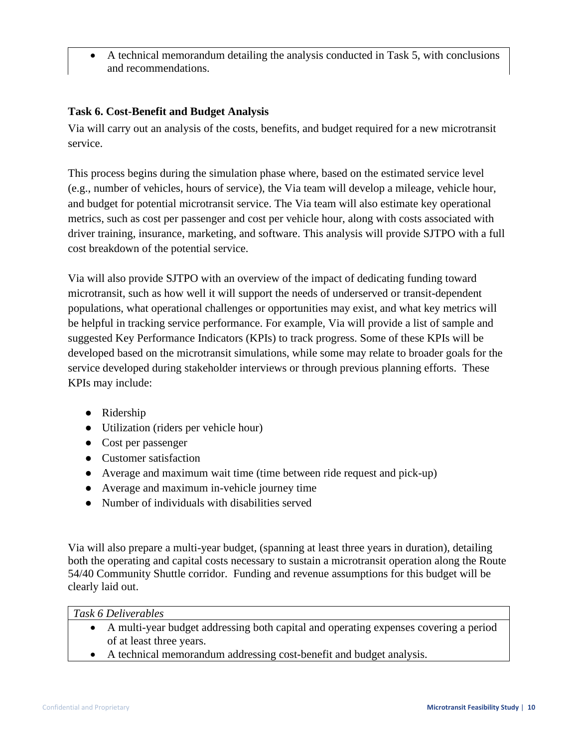- A technical memorandum detailing the analysis conducted in Task 5, with conclusions and recommendations.

### Task 6. Cost-Benefit and Budget Analysis

Via will carry out an analysis of the costs, benefits, and budget required for a new microtransit service.

This process begins during the simulation phase where, based on the estimated service level (e.g., number of vehicles, hours of service), the Via team will develop a mileage, vehicle hour, and budget for potential microtransit service. The Via team will also estimate key operational metrics, such as cost per passenger and cost per vehicle hour, along with costs associated with driver training, insurance, marketing, and software. This analysis will provide SJTPO with a full cost breakdown of the potential service.

Via will also provide SJTPO with an overview of the impact of dedicating funding toward microtransit, such as how well it will support the needs of underserved or transit-dependent populations, what operational challenges or opportunities may exist, and what key metrics will be helpful in tracking service performance. For example, Via will provide a list of sample and suggested Key Performance Indicators (KPIs) to track progress. Some of these KPIs will be developed based on the microtransit simulations, while some may relate to broader goals for the service developed during stakeholder interviews or through previous planning efforts. These KPIs may include:

- Ridership
- Utilization (riders per vehicle hour)
- Cost per passenger
- Customer satisfaction
- Average and maximum wait time (time between ride request and pick-up)
- Average and maximum in-vehicle journey time
- Number of individuals with disabilities served

Via will also prepare a multi-year budget, (spanning at least three years in duration), detailing both the operating and capital costs necessary to sustain a microtransit operation along the Route 54/40 Community Shuttle corridor. Funding and revenue assumptions for this budget will be clearly laid out.

*Task 6 Deliverables*

- A multi-year budget addressing both capital and operating expenses covering a period of at least three years.
- A technical memorandum addressing cost-benefit and budget analysis.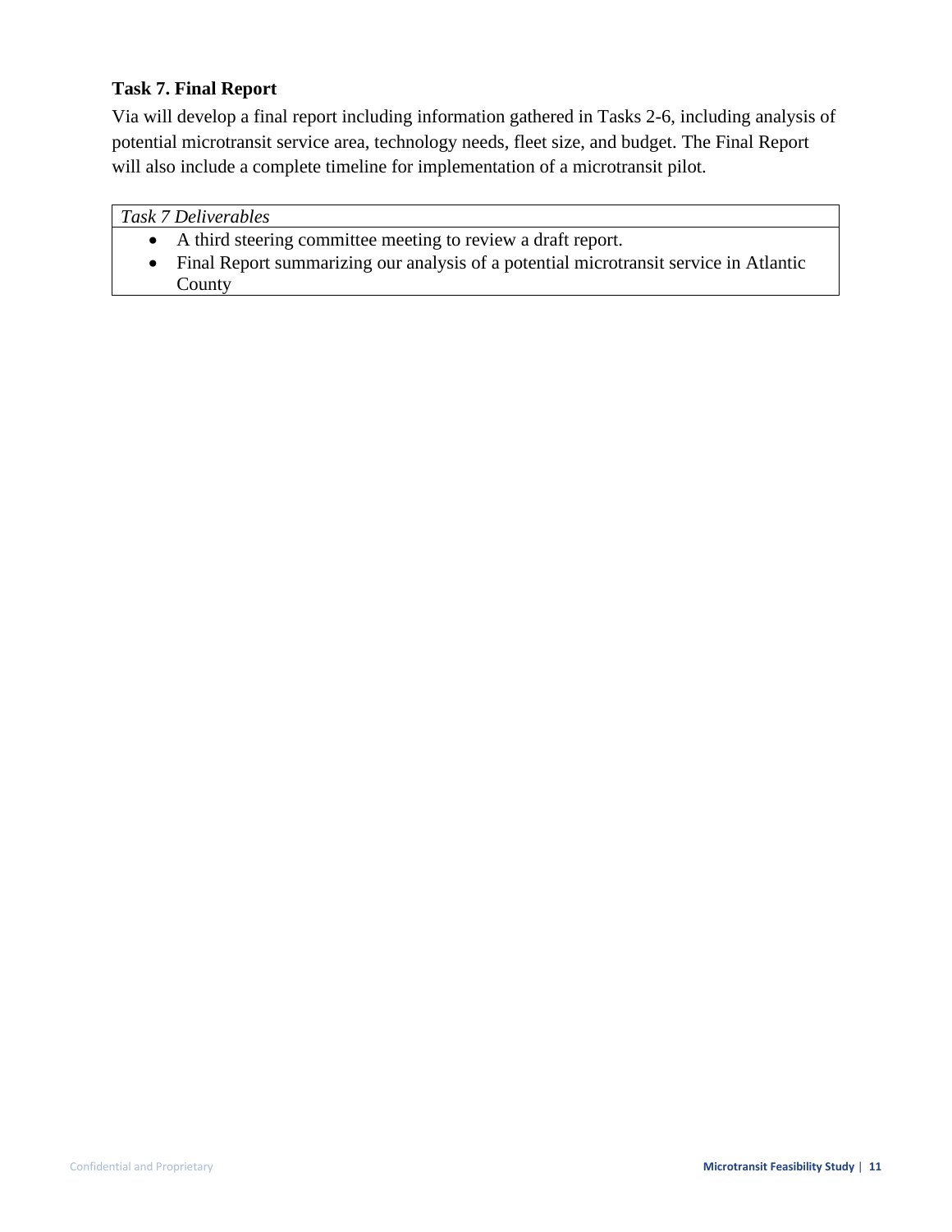### Task 7. Final Report

Via will develop a final report including information gathered in Tasks 2-6, including analysis of potential microtransit service area, technology needs, fleet size, and budget. The Final Report will also include a complete timeline for implementation of a microtransit pilot.

| *Task 7 Deliverables* |
| --- |
| • A third steering committee meeting to review a draft report.<br>• Final Report summarizing our analysis of a potential microtransit service in Atlantic County |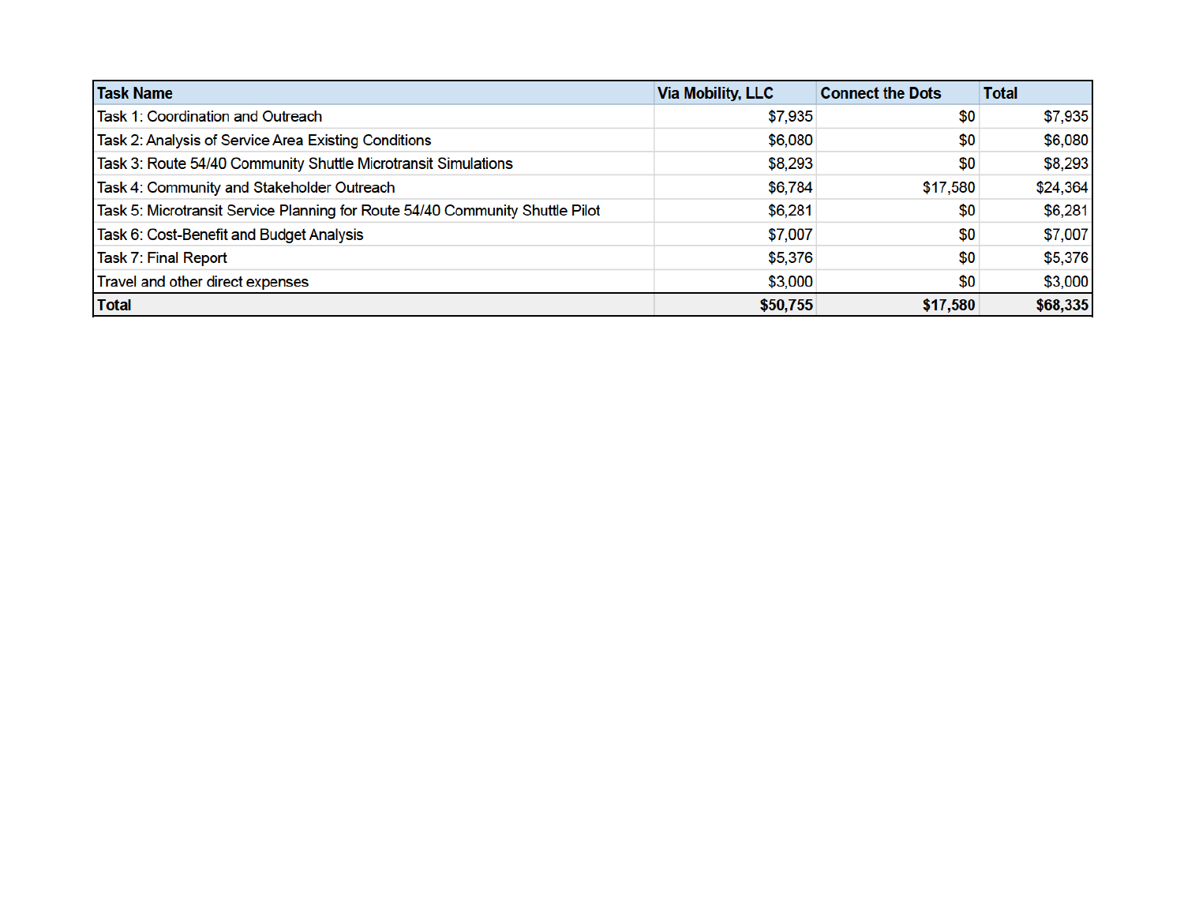| Task Name | Via Mobility, LLC | Connect the Dots | Total |
|---|---|---|---|
| Task 1: Coordination and Outreach | $7,935 | $0 | $7,935 |
| Task 2: Analysis of Service Area Existing Conditions | $6,080 | $0 | $6,080 |
| Task 3: Route 54/40 Community Shuttle Microtransit Simulations | $8,293 | $0 | $8,293 |
| Task 4: Community and Stakeholder Outreach | $6,784 | $17,580 | $24,364 |
| Task 5: Microtransit Service Planning for Route 54/40 Community Shuttle Pilot | $6,281 | $0 | $6,281 |
| Task 6: Cost-Benefit and Budget Analysis | $7,007 | $0 | $7,007 |
| Task 7: Final Report | $5,376 | $0 | $5,376 |
| Travel and other direct expenses | $3,000 | $0 | $3,000 |
| **Total** | **$50,755** | **$17,580** | **$68,335** |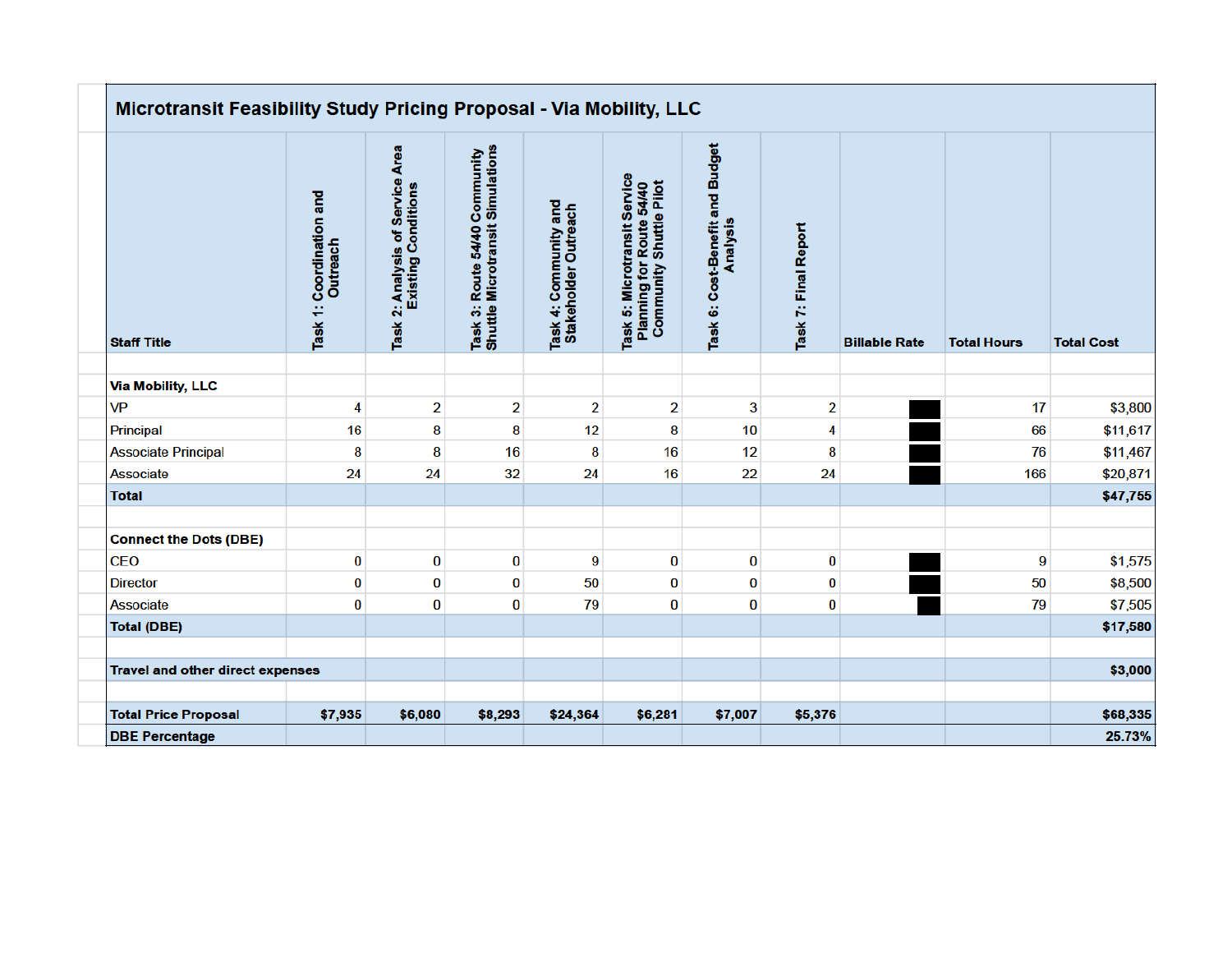## Microtransit Feasibility Study Pricing Proposal - Via Mobility, LLC

| Staff Title | Task 1: Coordination and Outreach | Task 2: Analysis of Service Area Existing Conditions | Task 3: Route 54/40 Community Shuttle Microtransit Simulations | Task 4: Community and Stakeholder Outreach | Task 5: Microtransit Service Planning for Route 54/40 Community Shuttle Pilot | Task 6: Cost-Benefit and Budget Analysis | Task 7: Final Report | Billable Rate | Total Hours | Total Cost |
|---|---|---|---|---|---|---|---|---|---|---|
| | | | | | | | | | | |
| **Via Mobility, LLC** | | | | | | | | | | |
| VP | 4 | 2 | 2 | 2 | 2 | 3 | 2 | ■ | 17 | $3,800 |
| Principal | 16 | 8 | 8 | 12 | 8 | 10 | 4 | ■ | 66 | $11,617 |
| Associate Principal | 8 | 8 | 16 | 8 | 16 | 12 | 8 | ■ | 76 | $11,467 |
| Associate | 24 | 24 | 32 | 24 | 16 | 22 | 24 | ■ | 166 | $20,871 |
| **Total** | | | | | | | | | | **$47,755** |
| | | | | | | | | | | |
| **Connect the Dots (DBE)** | | | | | | | | | | |
| CEO | 0 | 0 | 0 | 9 | 0 | 0 | 0 | ■ | 9 | $1,575 |
| Director | 0 | 0 | 0 | 50 | 0 | 0 | 0 | ■ | 50 | $8,500 |
| Associate | 0 | 0 | 0 | 79 | 0 | 0 | 0 | ■ | 79 | $7,505 |
| **Total (DBE)** | | | | | | | | | | **$17,580** |
| | | | | | | | | | | |
| **Travel and other direct expenses** | | | | | | | | | | **$3,000** |
| | | | | | | | | | | |
| **Total Price Proposal** | **$7,935** | **$6,080** | **$8,293** | **$24,364** | **$6,281** | **$7,007** | **$5,376** | | | **$68,335** |
| **DBE Percentage** | | | | | | | | | | **25.73%** |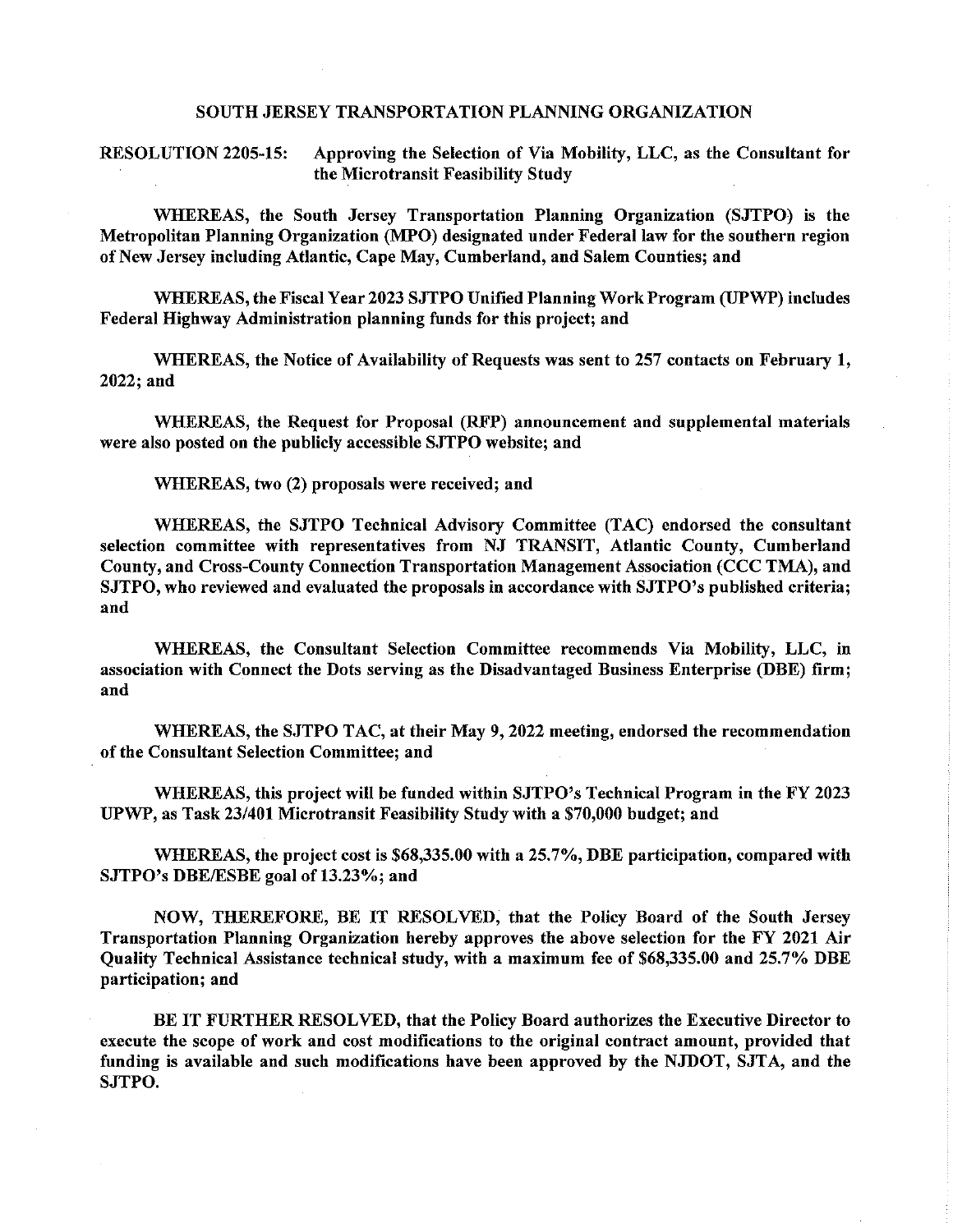# SOUTH JERSEY TRANSPORTATION PLANNING ORGANIZATION

**RESOLUTION 2205-15: Approving the Selection of Via Mobility, LLC, as the Consultant for the Microtransit Feasibility Study**

**WHEREAS, the South Jersey Transportation Planning Organization (SJTPO) is the Metropolitan Planning Organization (MPO) designated under Federal law for the southern region of New Jersey including Atlantic, Cape May, Cumberland, and Salem Counties; and**

**WHEREAS, the Fiscal Year 2023 SJTPO Unified Planning Work Program (UPWP) includes Federal Highway Administration planning funds for this project; and**

**WHEREAS, the Notice of Availability of Requests was sent to 257 contacts on February 1, 2022; and**

**WHEREAS, the Request for Proposal (RFP) announcement and supplemental materials were also posted on the publicly accessible SJTPO website; and**

**WHEREAS, two (2) proposals were received; and**

**WHEREAS, the SJTPO Technical Advisory Committee (TAC) endorsed the consultant selection committee with representatives from NJ TRANSIT, Atlantic County, Cumberland County, and Cross-County Connection Transportation Management Association (CCC TMA), and SJTPO, who reviewed and evaluated the proposals in accordance with SJTPO's published criteria; and**

**WHEREAS, the Consultant Selection Committee recommends Via Mobility, LLC, in association with Connect the Dots serving as the Disadvantaged Business Enterprise (DBE) firm; and**

**WHEREAS, the SJTPO TAC, at their May 9, 2022 meeting, endorsed the recommendation of the Consultant Selection Committee; and**

**WHEREAS, this project will be funded within SJTPO's Technical Program in the FY 2023 UPWP, as Task 23/401 Microtransit Feasibility Study with a $70,000 budget; and**

**WHEREAS, the project cost is $68,335.00 with a 25.7%, DBE participation, compared with SJTPO's DBE/ESBE goal of 13.23%; and**

**NOW, THEREFORE, BE IT RESOLVED, that the Policy Board of the South Jersey Transportation Planning Organization hereby approves the above selection for the FY 2021 Air Quality Technical Assistance technical study, with a maximum fee of $68,335.00 and 25.7% DBE participation; and**

**BE IT FURTHER RESOLVED, that the Policy Board authorizes the Executive Director to execute the scope of work and cost modifications to the original contract amount, provided that funding is available and such modifications have been approved by the NJDOT, SJTA, and the SJTPO.**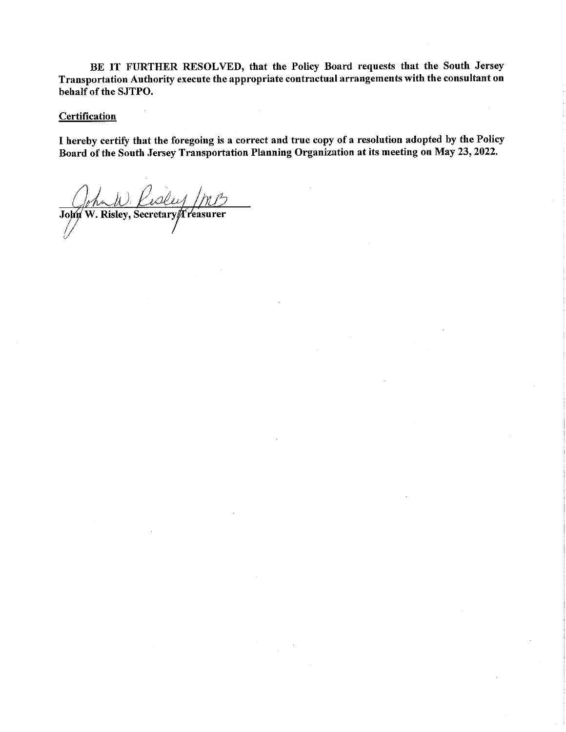**BE IT FURTHER RESOLVED, that the Policy Board requests that the South Jersey Transportation Authority execute the appropriate contractual arrangements with the consultant on behalf of the SJTPO.**

**Certification**

**I hereby certify that the foregoing is a correct and true copy of a resolution adopted by the Policy Board of the South Jersey Transportation Planning Organization at its meeting on May 23, 2022.**

John W. Risley /MB

**John W. Risley, Secretary/Treasurer**